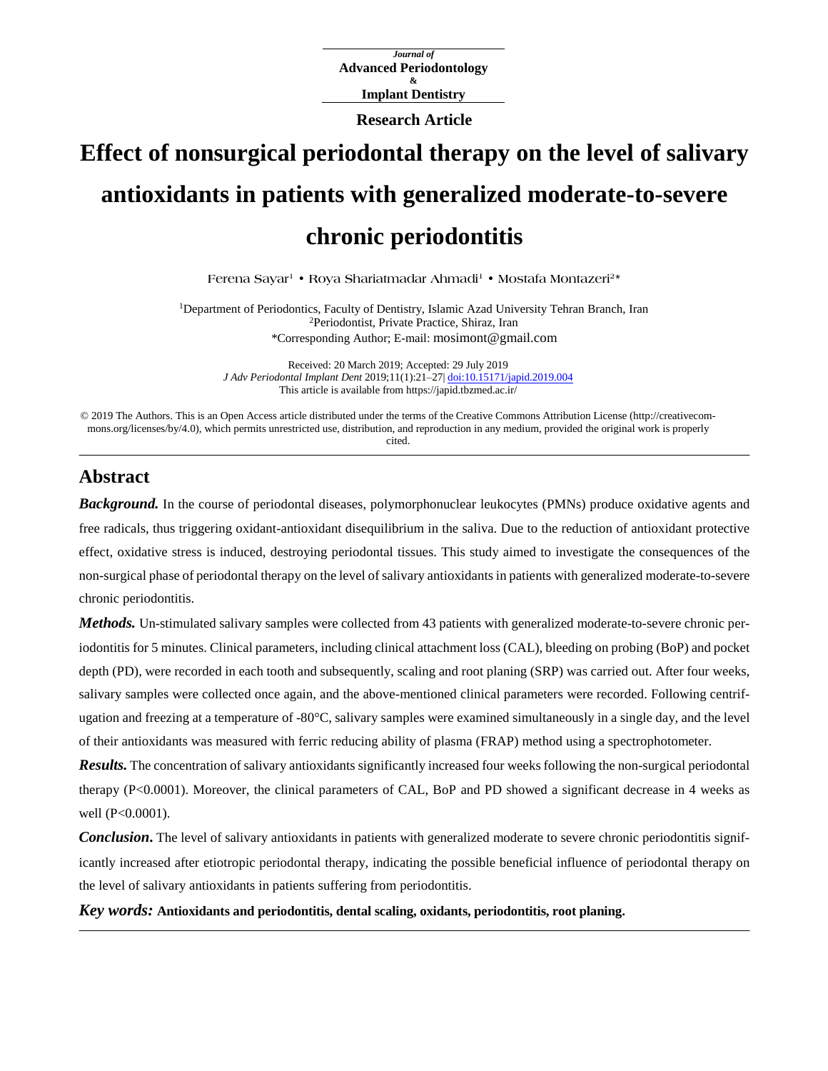Journal of
**Advanced Periodontology**
&
**Implant Dentistry**

**Research Article**

# Effect of nonsurgical periodontal therapy on the level of salivary antioxidants in patients with generalized moderate-to-severe chronic periodontitis

Ferena Sayar[1] • Roya Shariatmadar Ahmadi[1] • Mostafa Montazeri[2]*

[1]Department of Periodontics, Faculty of Dentistry, Islamic Azad University Tehran Branch, Iran
[2]Periodontist, Private Practice, Shiraz, Iran
*Corresponding Author; E-mail: mosimont@gmail.com

Received: 20 March 2019; Accepted: 29 July 2019
*J Adv Periodontal Implant Dent* 2019;11(1):21–27| doi:10.15171/japid.2019.004
This article is available from https://japid.tbzmed.ac.ir/

© 2019 The Authors. This is an Open Access article distributed under the terms of the Creative Commons Attribution License (http://creativecommons.org/licenses/by/4.0), which permits unrestricted use, distribution, and reproduction in any medium, provided the original work is properly cited.

## Abstract

***Background.*** In the course of periodontal diseases, polymorphonuclear leukocytes (PMNs) produce oxidative agents and free radicals, thus triggering oxidant-antioxidant disequilibrium in the saliva. Due to the reduction of antioxidant protective effect, oxidative stress is induced, destroying periodontal tissues. This study aimed to investigate the consequences of the non-surgical phase of periodontal therapy on the level of salivary antioxidants in patients with generalized moderate-to-severe chronic periodontitis.

***Methods.*** Un-stimulated salivary samples were collected from 43 patients with generalized moderate-to-severe chronic periodontitis for 5 minutes. Clinical parameters, including clinical attachment loss (CAL), bleeding on probing (BoP) and pocket depth (PD), were recorded in each tooth and subsequently, scaling and root planing (SRP) was carried out. After four weeks, salivary samples were collected once again, and the above-mentioned clinical parameters were recorded. Following centrifugation and freezing at a temperature of -80°C, salivary samples were examined simultaneously in a single day, and the level of their antioxidants was measured with ferric reducing ability of plasma (FRAP) method using a spectrophotometer.

***Results.*** The concentration of salivary antioxidants significantly increased four weeks following the non-surgical periodontal therapy ($P<0.0001$). Moreover, the clinical parameters of CAL, BoP and PD showed a significant decrease in 4 weeks as well ($P<0.0001$).

***Conclusion*.** The level of salivary antioxidants in patients with generalized moderate to severe chronic periodontitis significantly increased after etiotropic periodontal therapy, indicating the possible beneficial influence of periodontal therapy on the level of salivary antioxidants in patients suffering from periodontitis.

***Key words:*** **Antioxidants and periodontitis, dental scaling, oxidants, periodontitis, root planing.**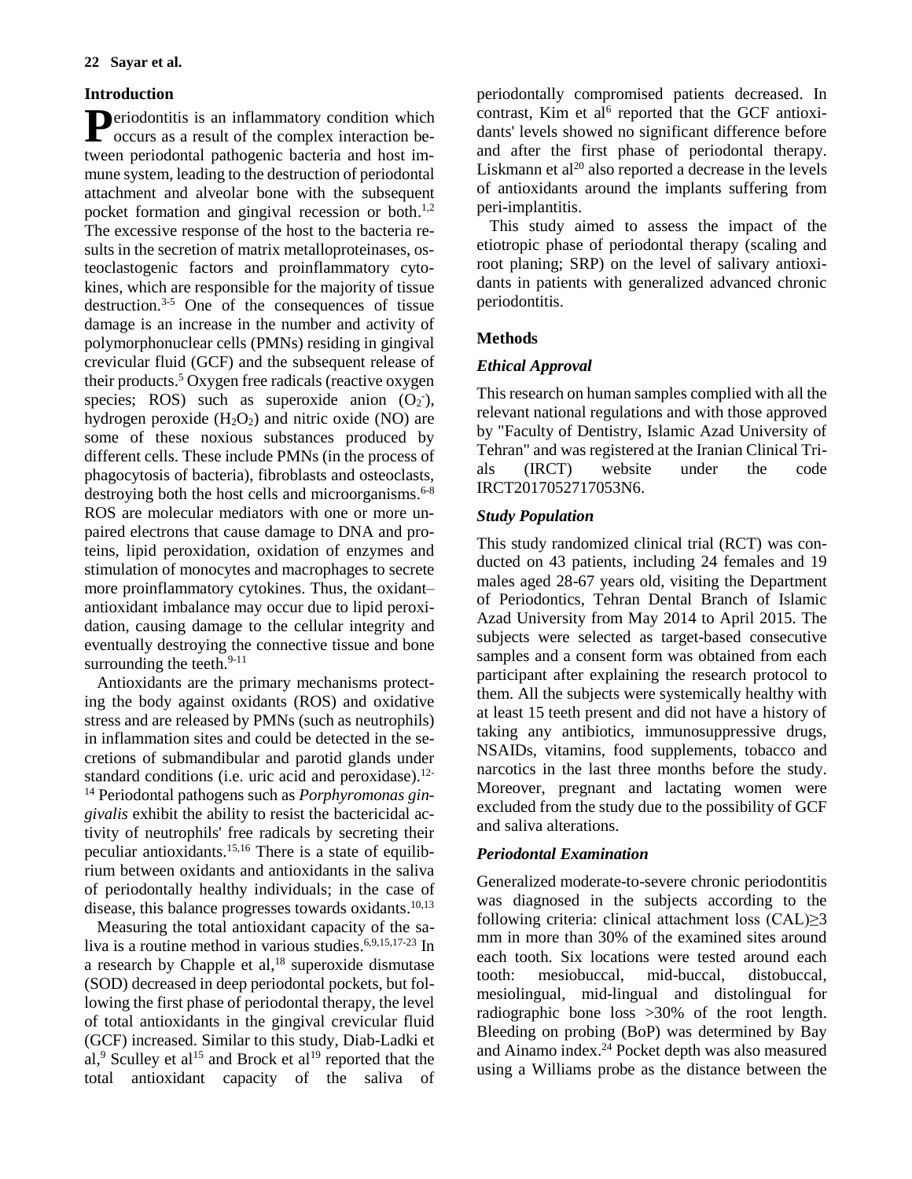## Introduction

Periodontitis is an inflammatory condition which occurs as a result of the complex interaction between periodontal pathogenic bacteria and host immune system, leading to the destruction of periodontal attachment and alveolar bone with the subsequent pocket formation and gingival recession or both.[1,2] The excessive response of the host to the bacteria results in the secretion of matrix metalloproteinases, osteoclastogenic factors and proinflammatory cytokines, which are responsible for the majority of tissue destruction.[3-5] One of the consequences of tissue damage is an increase in the number and activity of polymorphonuclear cells (PMNs) residing in gingival crevicular fluid (GCF) and the subsequent release of their products.[5] Oxygen free radicals (reactive oxygen species; ROS) such as superoxide anion ($O_2^-$), hydrogen peroxide ($H_2O_2$) and nitric oxide (NO) are some of these noxious substances produced by different cells. These include PMNs (in the process of phagocytosis of bacteria), fibroblasts and osteoclasts, destroying both the host cells and microorganisms.[6-8] ROS are molecular mediators with one or more unpaired electrons that cause damage to DNA and proteins, lipid peroxidation, oxidation of enzymes and stimulation of monocytes and macrophages to secrete more proinflammatory cytokines. Thus, the oxidant–antioxidant imbalance may occur due to lipid peroxidation, causing damage to the cellular integrity and eventually destroying the connective tissue and bone surrounding the teeth.[9-11]

Antioxidants are the primary mechanisms protecting the body against oxidants (ROS) and oxidative stress and are released by PMNs (such as neutrophils) in inflammation sites and could be detected in the secretions of submandibular and parotid glands under standard conditions (i.e. uric acid and peroxidase).[12-14] Periodontal pathogens such as *Porphyromonas gingivalis* exhibit the ability to resist the bactericidal activity of neutrophils' free radicals by secreting their peculiar antioxidants.[15,16] There is a state of equilibrium between oxidants and antioxidants in the saliva of periodontally healthy individuals; in the case of disease, this balance progresses towards oxidants.[10,13]

Measuring the total antioxidant capacity of the saliva is a routine method in various studies.[6,9,15,17-23] In a research by Chapple et al,[18] superoxide dismutase (SOD) decreased in deep periodontal pockets, but following the first phase of periodontal therapy, the level of total antioxidants in the gingival crevicular fluid (GCF) increased. Similar to this study, Diab-Ladki et al,[9] Sculley et al[15] and Brock et al[19] reported that the total antioxidant capacity of the saliva of periodontally compromised patients decreased. In contrast, Kim et al[6] reported that the GCF antioxidants' levels showed no significant difference before and after the first phase of periodontal therapy. Liskmann et al[20] also reported a decrease in the levels of antioxidants around the implants suffering from peri-implantitis.

This study aimed to assess the impact of the etiotropic phase of periodontal therapy (scaling and root planing; SRP) on the level of salivary antioxidants in patients with generalized advanced chronic periodontitis.

## Methods

### *Ethical Approval*

This research on human samples complied with all the relevant national regulations and with those approved by "Faculty of Dentistry, Islamic Azad University of Tehran" and was registered at the Iranian Clinical Trials (IRCT) website under the code IRCT2017052717053N6.

### *Study Population*

This study randomized clinical trial (RCT) was conducted on 43 patients, including 24 females and 19 males aged 28-67 years old, visiting the Department of Periodontics, Tehran Dental Branch of Islamic Azad University from May 2014 to April 2015. The subjects were selected as target-based consecutive samples and a consent form was obtained from each participant after explaining the research protocol to them. All the subjects were systemically healthy with at least 15 teeth present and did not have a history of taking any antibiotics, immunosuppressive drugs, NSAIDs, vitamins, food supplements, tobacco and narcotics in the last three months before the study. Moreover, pregnant and lactating women were excluded from the study due to the possibility of GCF and saliva alterations.

### *Periodontal Examination*

Generalized moderate-to-severe chronic periodontitis was diagnosed in the subjects according to the following criteria: clinical attachment loss (CAL)$\geq$3 mm in more than 30% of the examined sites around each tooth. Six locations were tested around each tooth: mesiobuccal, mid-buccal, distobuccal, mesiolingual, mid-lingual and distolingual for radiographic bone loss >30% of the root length. Bleeding on probing (BoP) was determined by Bay and Ainamo index.[24] Pocket depth was also measured using a Williams probe as the distance between the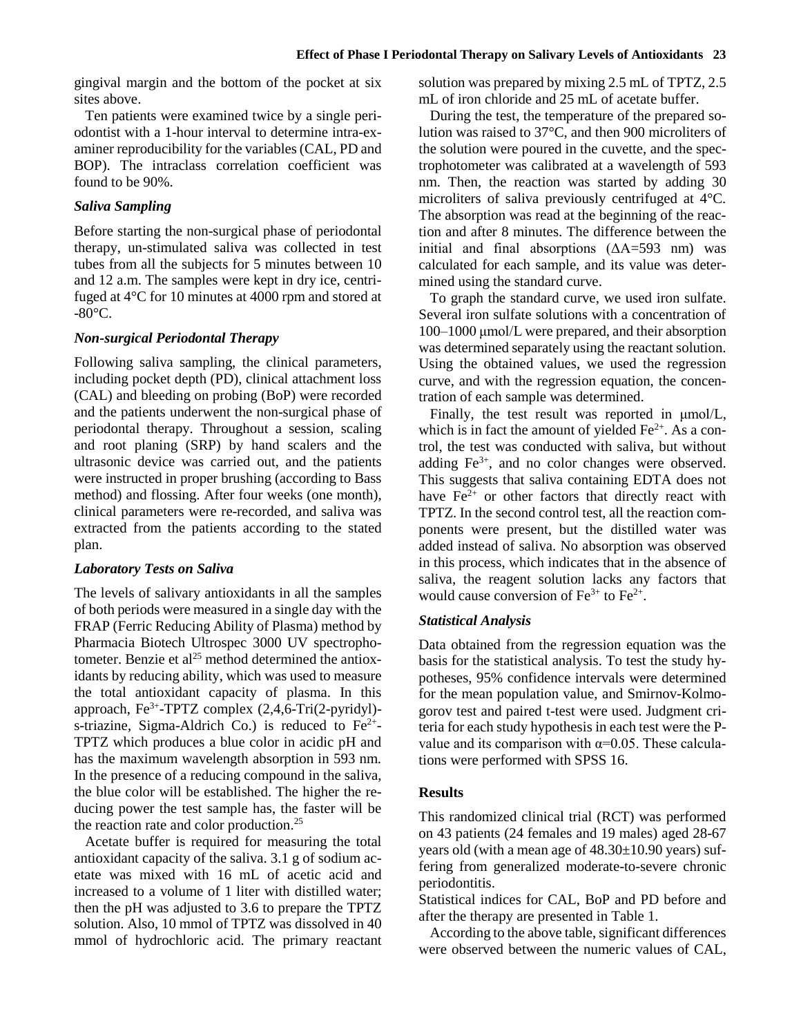gingival margin and the bottom of the pocket at six sites above.

Ten patients were examined twice by a single periodontist with a 1-hour interval to determine intra-examiner reproducibility for the variables (CAL, PD and BOP). The intraclass correlation coefficient was found to be 90%.

### *Saliva Sampling*

Before starting the non-surgical phase of periodontal therapy, un-stimulated saliva was collected in test tubes from all the subjects for 5 minutes between 10 and 12 a.m. The samples were kept in dry ice, centrifuged at 4°C for 10 minutes at 4000 rpm and stored at -80°C.

### *Non-surgical Periodontal Therapy*

Following saliva sampling, the clinical parameters, including pocket depth (PD), clinical attachment loss (CAL) and bleeding on probing (BoP) were recorded and the patients underwent the non-surgical phase of periodontal therapy. Throughout a session, scaling and root planing (SRP) by hand scalers and the ultrasonic device was carried out, and the patients were instructed in proper brushing (according to Bass method) and flossing. After four weeks (one month), clinical parameters were re-recorded, and saliva was extracted from the patients according to the stated plan.

### *Laboratory Tests on Saliva*

The levels of salivary antioxidants in all the samples of both periods were measured in a single day with the FRAP (Ferric Reducing Ability of Plasma) method by Pharmacia Biotech Ultrospec 3000 UV spectrophotometer. Benzie et al[25] method determined the antioxidants by reducing ability, which was used to measure the total antioxidant capacity of plasma. In this approach, $Fe^{3+}$-TPTZ complex (2,4,6-Tri(2-pyridyl)-s-triazine, Sigma-Aldrich Co.) is reduced to $Fe^{2+}$-TPTZ which produces a blue color in acidic pH and has the maximum wavelength absorption in 593 nm. In the presence of a reducing compound in the saliva, the blue color will be established. The higher the reducing power the test sample has, the faster will be the reaction rate and color production.[25]

Acetate buffer is required for measuring the total antioxidant capacity of the saliva. 3.1 g of sodium acetate was mixed with 16 mL of acetic acid and increased to a volume of 1 liter with distilled water; then the pH was adjusted to 3.6 to prepare the TPTZ solution. Also, 10 mmol of TPTZ was dissolved in 40 mmol of hydrochloric acid. The primary reactant solution was prepared by mixing 2.5 mL of TPTZ, 2.5 mL of iron chloride and 25 mL of acetate buffer.

During the test, the temperature of the prepared solution was raised to 37°C, and then 900 microliters of the solution were poured in the cuvette, and the spectrophotometer was calibrated at a wavelength of 593 nm. Then, the reaction was started by adding 30 microliters of saliva previously centrifuged at 4°C. The absorption was read at the beginning of the reaction and after 8 minutes. The difference between the initial and final absorptions ($\Delta A$=593 nm) was calculated for each sample, and its value was determined using the standard curve.

To graph the standard curve, we used iron sulfate. Several iron sulfate solutions with a concentration of 100–1000 μmol/L were prepared, and their absorption was determined separately using the reactant solution. Using the obtained values, we used the regression curve, and with the regression equation, the concentration of each sample was determined.

Finally, the test result was reported in μmol/L, which is in fact the amount of yielded $Fe^{2+}$. As a control, the test was conducted with saliva, but without adding $Fe^{3+}$, and no color changes were observed. This suggests that saliva containing EDTA does not have $Fe^{2+}$ or other factors that directly react with TPTZ. In the second control test, all the reaction components were present, but the distilled water was added instead of saliva. No absorption was observed in this process, which indicates that in the absence of saliva, the reagent solution lacks any factors that would cause conversion of $Fe^{3+}$ to $Fe^{2+}$.

### *Statistical Analysis*

Data obtained from the regression equation was the basis for the statistical analysis. To test the study hypotheses, 95% confidence intervals were determined for the mean population value, and Smirnov-Kolmogorov test and paired t-test were used. Judgment criteria for each study hypothesis in each test were the P-value and its comparison with $\alpha$=0.05. These calculations were performed with SPSS 16.

## Results

This randomized clinical trial (RCT) was performed on 43 patients (24 females and 19 males) aged 28-67 years old (with a mean age of 48.30±10.90 years) suffering from generalized moderate-to-severe chronic periodontitis.

Statistical indices for CAL, BoP and PD before and after the therapy are presented in Table 1.

According to the above table, significant differences were observed between the numeric values of CAL,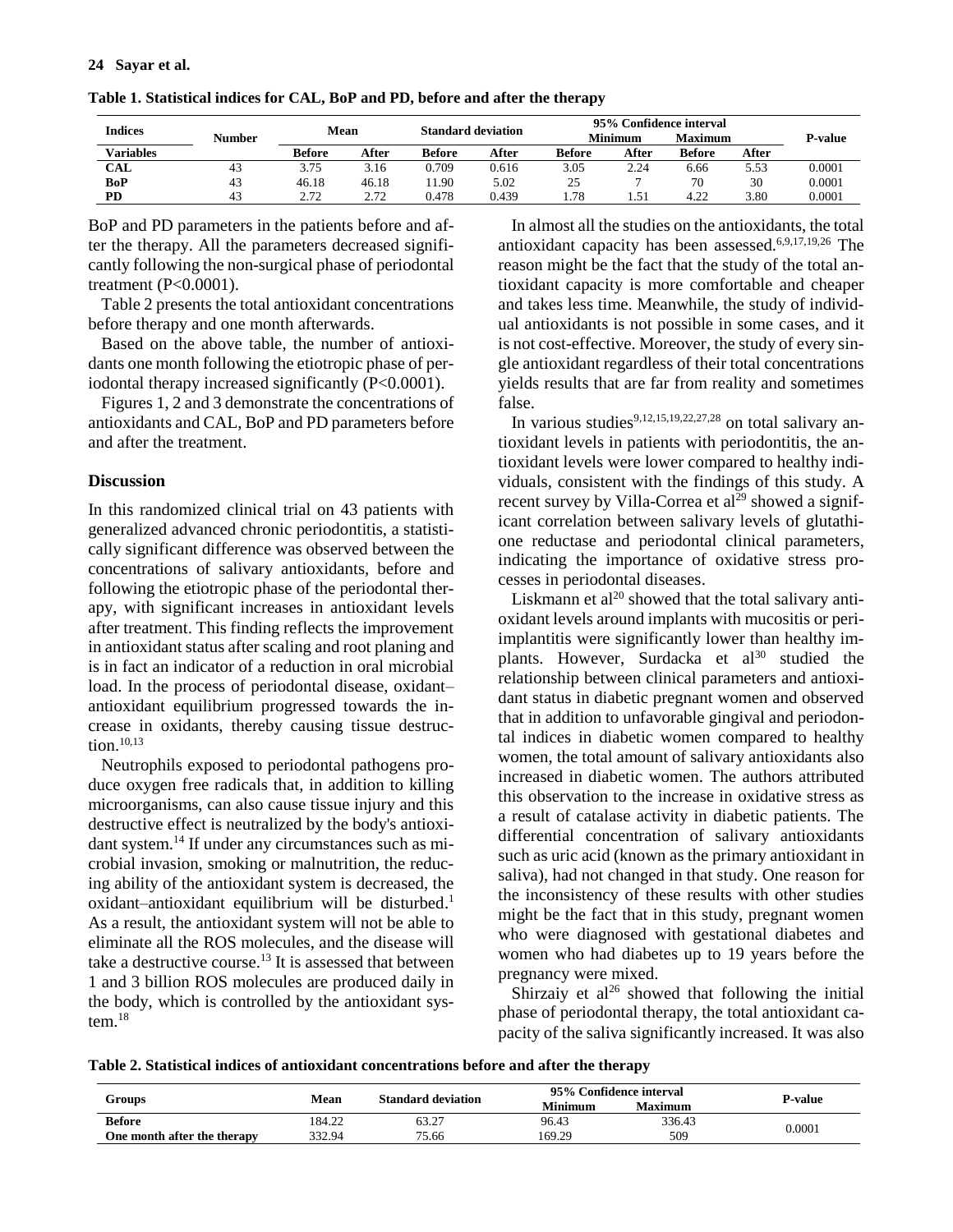**Table 1. Statistical indices for CAL, BoP and PD, before and after the therapy**

| Indices | Number | Mean | | Standard deviation | | 95% Confidence interval | | | | P-value |
|---|---|---|---|---|---|---|---|---|---|---|
| | | | | | | Minimum | | Maximum | | |
| Variables | | Before | After | Before | After | Before | After | Before | After | |
| **CAL** | 43 | 3.75 | 3.16 | 0.709 | 0.616 | 3.05 | 2.24 | 6.66 | 5.53 | 0.0001 |
| **BoP** | 43 | 46.18 | 46.18 | 11.90 | 5.02 | 25 | 7 | 70 | 30 | 0.0001 |
| **PD** | 43 | 2.72 | 2.72 | 0.478 | 0.439 | 1.78 | 1.51 | 4.22 | 3.80 | 0.0001 |

BoP and PD parameters in the patients before and after the therapy. All the parameters decreased significantly following the non-surgical phase of periodontal treatment (P<0.0001).

Table 2 presents the total antioxidant concentrations before therapy and one month afterwards.

Based on the above table, the number of antioxidants one month following the etiotropic phase of periodontal therapy increased significantly (P<0.0001).

Figures 1, 2 and 3 demonstrate the concentrations of antioxidants and CAL, BoP and PD parameters before and after the treatment.

## Discussion

In this randomized clinical trial on 43 patients with generalized advanced chronic periodontitis, a statistically significant difference was observed between the concentrations of salivary antioxidants, before and following the etiotropic phase of the periodontal therapy, with significant increases in antioxidant levels after treatment. This finding reflects the improvement in antioxidant status after scaling and root planing and is in fact an indicator of a reduction in oral microbial load. In the process of periodontal disease, oxidant–antioxidant equilibrium progressed towards the increase in oxidants, thereby causing tissue destruction.[10,13]

Neutrophils exposed to periodontal pathogens produce oxygen free radicals that, in addition to killing microorganisms, can also cause tissue injury and this destructive effect is neutralized by the body's antioxidant system.[14] If under any circumstances such as microbial invasion, smoking or malnutrition, the reducing ability of the antioxidant system is decreased, the oxidant–antioxidant equilibrium will be disturbed.[1] As a result, the antioxidant system will not be able to eliminate all the ROS molecules, and the disease will take a destructive course.[13] It is assessed that between 1 and 3 billion ROS molecules are produced daily in the body, which is controlled by the antioxidant system.[18]

In almost all the studies on the antioxidants, the total antioxidant capacity has been assessed.[6,9,17,19,26] The reason might be the fact that the study of the total antioxidant capacity is more comfortable and cheaper and takes less time. Meanwhile, the study of individual antioxidants is not possible in some cases, and it is not cost-effective. Moreover, the study of every single antioxidant regardless of their total concentrations yields results that are far from reality and sometimes false.

In various studies[9,12,15,19,22,27,28] on total salivary antioxidant levels in patients with periodontitis, the antioxidant levels were lower compared to healthy individuals, consistent with the findings of this study. A recent survey by Villa-Correa et al[29] showed a significant correlation between salivary levels of glutathione reductase and periodontal clinical parameters, indicating the importance of oxidative stress processes in periodontal diseases.

Liskmann et al[20] showed that the total salivary antioxidant levels around implants with mucositis or peri-implantitis were significantly lower than healthy implants. However, Surdacka et al[30] studied the relationship between clinical parameters and antioxidant status in diabetic pregnant women and observed that in addition to unfavorable gingival and periodontal indices in diabetic women compared to healthy women, the total amount of salivary antioxidants also increased in diabetic women. The authors attributed this observation to the increase in oxidative stress as a result of catalase activity in diabetic patients. The differential concentration of salivary antioxidants such as uric acid (known as the primary antioxidant in saliva), had not changed in that study. One reason for the inconsistency of these results with other studies might be the fact that in this study, pregnant women who were diagnosed with gestational diabetes and women who had diabetes up to 19 years before the pregnancy were mixed.

Shirzaiy et al[26] showed that following the initial phase of periodontal therapy, the total antioxidant capacity of the saliva significantly increased. It was also

**Table 2. Statistical indices of antioxidant concentrations before and after the therapy**

| Groups | Mean | Standard deviation | 95% Confidence interval | | P-value |
|---|---|---|---|---|---|
| | | | Minimum | Maximum | |
| **Before** | 184.22 | 63.27 | 96.43 | 336.43 | 0.0001 |
| **One month after the therapy** | 332.94 | 75.66 | 169.29 | 509 | |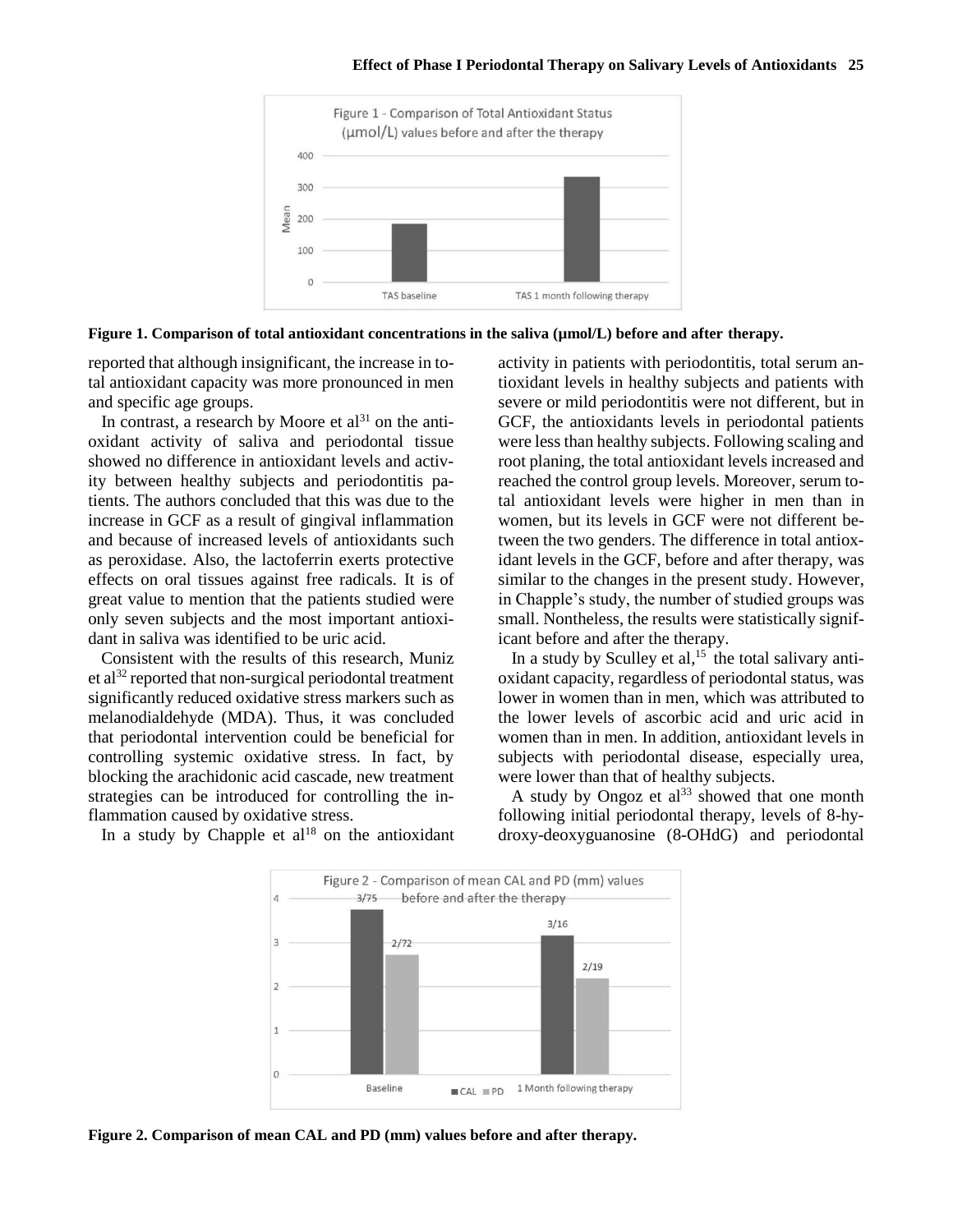Figure 1. Comparison of total antioxidant concentrations in the saliva (μmol/L) before and after therapy.

reported that although insignificant, the increase in total antioxidant capacity was more pronounced in men and specific age groups.

In contrast, a research by Moore et al[31] on the antioxidant activity of saliva and periodontal tissue showed no difference in antioxidant levels and activity between healthy subjects and periodontitis patients. The authors concluded that this was due to the increase in GCF as a result of gingival inflammation and because of increased levels of antioxidants such as peroxidase. Also, the lactoferrin exerts protective effects on oral tissues against free radicals. It is of great value to mention that the patients studied were only seven subjects and the most important antioxidant in saliva was identified to be uric acid.

Consistent with the results of this research, Muniz et al[32] reported that non-surgical periodontal treatment significantly reduced oxidative stress markers such as melanodialdehyde (MDA). Thus, it was concluded that periodontal intervention could be beneficial for controlling systemic oxidative stress. In fact, by blocking the arachidonic acid cascade, new treatment strategies can be introduced for controlling the inflammation caused by oxidative stress.

In a study by Chapple et al[18] on the antioxidant activity in patients with periodontitis, total serum antioxidant levels in healthy subjects and patients with severe or mild periodontitis were not different, but in GCF, the antioxidants levels in periodontal patients were less than healthy subjects. Following scaling and root planing, the total antioxidant levels increased and reached the control group levels. Moreover, serum total antioxidant levels were higher in men than in women, but its levels in GCF were not different between the two genders. The difference in total antioxidant levels in the GCF, before and after therapy, was similar to the changes in the present study. However, in Chapple's study, the number of studied groups was small. Nontheless, the results were statistically significant before and after the therapy.

In a study by Sculley et al,[15] the total salivary antioxidant capacity, regardless of periodontal status, was lower in women than in men, which was attributed to the lower levels of ascorbic acid and uric acid in women than in men. In addition, antioxidant levels in subjects with periodontal disease, especially urea, were lower than that of healthy subjects.

A study by Ongoz et al[33] showed that one month following initial periodontal therapy, levels of 8-hydroxy-deoxyguanosine (8-OHdG) and periodontal

Figure 2. Comparison of mean CAL and PD (mm) values before and after therapy.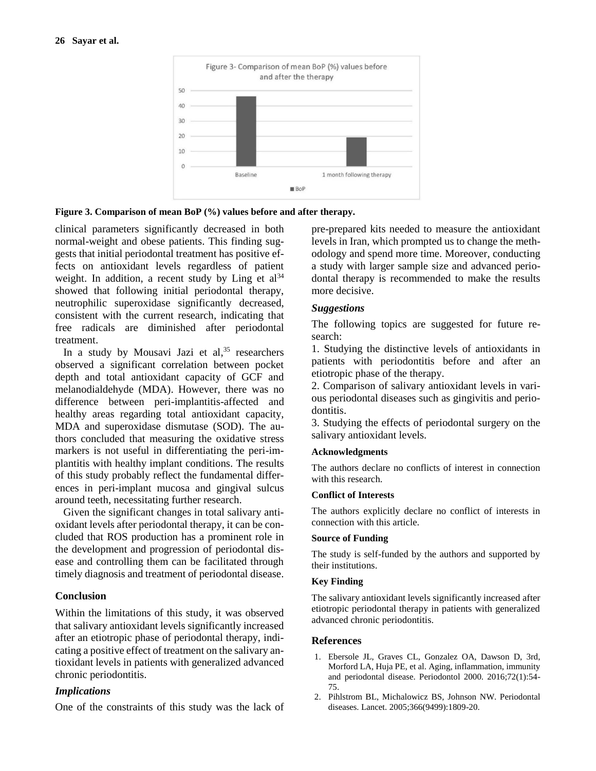**Figure 3. Comparison of mean BoP (%) values before and after therapy.**

clinical parameters significantly decreased in both normal-weight and obese patients. This finding suggests that initial periodontal treatment has positive effects on antioxidant levels regardless of patient weight. In addition, a recent study by Ling et al[34] showed that following initial periodontal therapy, neutrophilic superoxidase significantly decreased, consistent with the current research, indicating that free radicals are diminished after periodontal treatment.

In a study by Mousavi Jazi et al,[35] researchers observed a significant correlation between pocket depth and total antioxidant capacity of GCF and melanodialdehyde (MDA). However, there was no difference between peri-implantitis-affected and healthy areas regarding total antioxidant capacity, MDA and superoxidase dismutase (SOD). The authors concluded that measuring the oxidative stress markers is not useful in differentiating the peri-implantitis with healthy implant conditions. The results of this study probably reflect the fundamental differences in peri-implant mucosa and gingival sulcus around teeth, necessitating further research.

Given the significant changes in total salivary antioxidant levels after periodontal therapy, it can be concluded that ROS production has a prominent role in the development and progression of periodontal disease and controlling them can be facilitated through timely diagnosis and treatment of periodontal disease.

## Conclusion

Within the limitations of this study, it was observed that salivary antioxidant levels significantly increased after an etiotropic phase of periodontal therapy, indicating a positive effect of treatment on the salivary antioxidant levels in patients with generalized advanced chronic periodontitis.

### *Implications*

One of the constraints of this study was the lack of pre-prepared kits needed to measure the antioxidant levels in Iran, which prompted us to change the methodology and spend more time. Moreover, conducting a study with larger sample size and advanced periodontal therapy is recommended to make the results more decisive.

### *Suggestions*

The following topics are suggested for future research:

1. Studying the distinctive levels of antioxidants in patients with periodontitis before and after an etiotropic phase of the therapy.
2. Comparison of salivary antioxidant levels in various periodontal diseases such as gingivitis and periodontitis.
3. Studying the effects of periodontal surgery on the salivary antioxidant levels.

#### Acknowledgments

The authors declare no conflicts of interest in connection with this research.

#### Conflict of Interests

The authors explicitly declare no conflict of interests in connection with this article.

#### Source of Funding

The study is self-funded by the authors and supported by their institutions.

#### Key Finding

The salivary antioxidant levels significantly increased after etiotropic periodontal therapy in patients with generalized advanced chronic periodontitis.

## References

1. Ebersole JL, Graves CL, Gonzalez OA, Dawson D, 3rd, Morford LA, Huja PE, et al. Aging, inflammation, immunity and periodontal disease. Periodontol 2000. 2016;72(1):54-75.
2. Pihlstrom BL, Michalowicz BS, Johnson NW. Periodontal diseases. Lancet. 2005;366(9499):1809-20.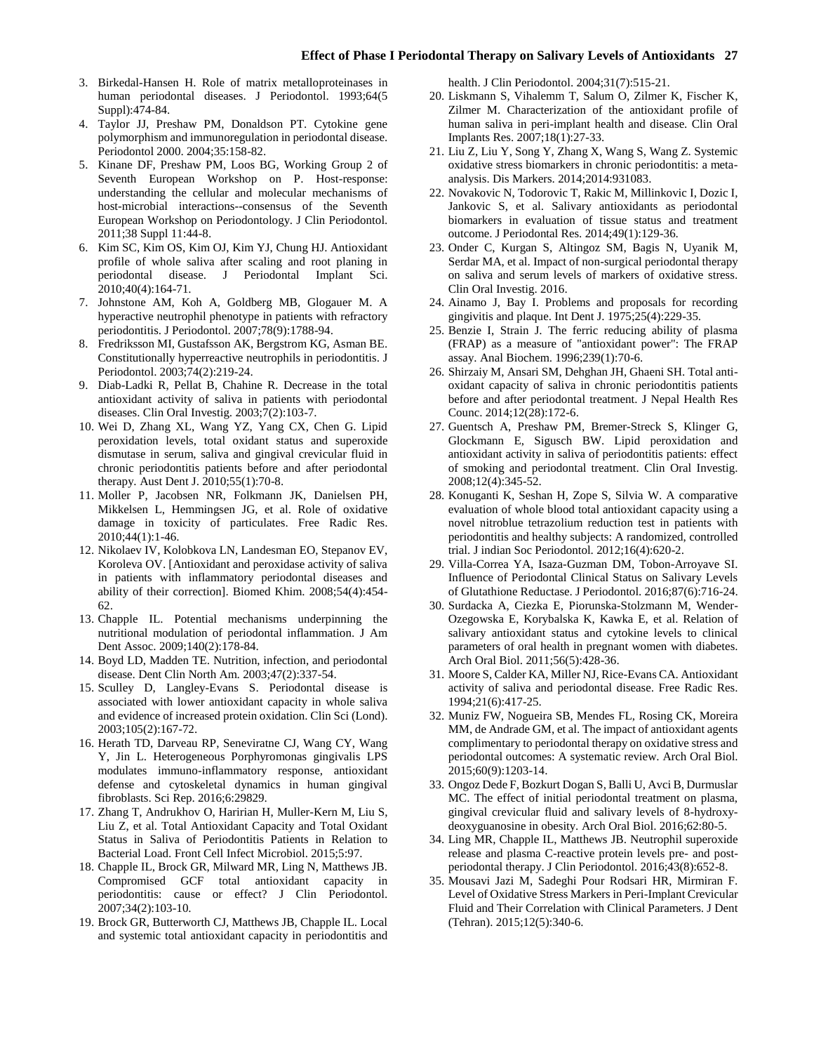3. Birkedal-Hansen H. Role of matrix metalloproteinases in human periodontal diseases. J Periodontol. 1993;64(5 Suppl):474-84.
4. Taylor JJ, Preshaw PM, Donaldson PT. Cytokine gene polymorphism and immunoregulation in periodontal disease. Periodontol 2000. 2004;35:158-82.
5. Kinane DF, Preshaw PM, Loos BG, Working Group 2 of Seventh European Workshop on P. Host-response: understanding the cellular and molecular mechanisms of host-microbial interactions--consensus of the Seventh European Workshop on Periodontology. J Clin Periodontol. 2011;38 Suppl 11:44-8.
6. Kim SC, Kim OS, Kim OJ, Kim YJ, Chung HJ. Antioxidant profile of whole saliva after scaling and root planing in periodontal disease. J Periodontal Implant Sci. 2010;40(4):164-71.
7. Johnstone AM, Koh A, Goldberg MB, Glogauer M. A hyperactive neutrophil phenotype in patients with refractory periodontitis. J Periodontol. 2007;78(9):1788-94.
8. Fredriksson MI, Gustafsson AK, Bergstrom KG, Asman BE. Constitutionally hyperreactive neutrophils in periodontitis. J Periodontol. 2003;74(2):219-24.
9. Diab-Ladki R, Pellat B, Chahine R. Decrease in the total antioxidant activity of saliva in patients with periodontal diseases. Clin Oral Investig. 2003;7(2):103-7.
10. Wei D, Zhang XL, Wang YZ, Yang CX, Chen G. Lipid peroxidation levels, total oxidant status and superoxide dismutase in serum, saliva and gingival crevicular fluid in chronic periodontitis patients before and after periodontal therapy. Aust Dent J. 2010;55(1):70-8.
11. Moller P, Jacobsen NR, Folkmann JK, Danielsen PH, Mikkelsen L, Hemmingsen JG, et al. Role of oxidative damage in toxicity of particulates. Free Radic Res. 2010;44(1):1-46.
12. Nikolaev IV, Kolobkova LN, Landesman EO, Stepanov EV, Koroleva OV. [Antioxidant and peroxidase activity of saliva in patients with inflammatory periodontal diseases and ability of their correction]. Biomed Khim. 2008;54(4):454-62.
13. Chapple IL. Potential mechanisms underpinning the nutritional modulation of periodontal inflammation. J Am Dent Assoc. 2009;140(2):178-84.
14. Boyd LD, Madden TE. Nutrition, infection, and periodontal disease. Dent Clin North Am. 2003;47(2):337-54.
15. Sculley D, Langley-Evans S. Periodontal disease is associated with lower antioxidant capacity in whole saliva and evidence of increased protein oxidation. Clin Sci (Lond). 2003;105(2):167-72.
16. Herath TD, Darveau RP, Seneviratne CJ, Wang CY, Wang Y, Jin L. Heterogeneous Porphyromonas gingivalis LPS modulates immuno-inflammatory response, antioxidant defense and cytoskeletal dynamics in human gingival fibroblasts. Sci Rep. 2016;6:29829.
17. Zhang T, Andrukhov O, Haririan H, Muller-Kern M, Liu S, Liu Z, et al. Total Antioxidant Capacity and Total Oxidant Status in Saliva of Periodontitis Patients in Relation to Bacterial Load. Front Cell Infect Microbiol. 2015;5:97.
18. Chapple IL, Brock GR, Milward MR, Ling N, Matthews JB. Compromised GCF total antioxidant capacity in periodontitis: cause or effect? J Clin Periodontol. 2007;34(2):103-10.
19. Brock GR, Butterworth CJ, Matthews JB, Chapple IL. Local and systemic total antioxidant capacity in periodontitis and health. J Clin Periodontol. 2004;31(7):515-21.
20. Liskmann S, Vihalemm T, Salum O, Zilmer K, Fischer K, Zilmer M. Characterization of the antioxidant profile of human saliva in peri-implant health and disease. Clin Oral Implants Res. 2007;18(1):27-33.
21. Liu Z, Liu Y, Song Y, Zhang X, Wang S, Wang Z. Systemic oxidative stress biomarkers in chronic periodontitis: a meta-analysis. Dis Markers. 2014;2014:931083.
22. Novakovic N, Todorovic T, Rakic M, Millinkovic I, Dozic I, Jankovic S, et al. Salivary antioxidants as periodontal biomarkers in evaluation of tissue status and treatment outcome. J Periodontal Res. 2014;49(1):129-36.
23. Onder C, Kurgan S, Altingoz SM, Bagis N, Uyanik M, Serdar MA, et al. Impact of non-surgical periodontal therapy on saliva and serum levels of markers of oxidative stress. Clin Oral Investig. 2016.
24. Ainamo J, Bay I. Problems and proposals for recording gingivitis and plaque. Int Dent J. 1975;25(4):229-35.
25. Benzie I, Strain J. The ferric reducing ability of plasma (FRAP) as a measure of "antioxidant power": The FRAP assay. Anal Biochem. 1996;239(1):70-6.
26. Shirzaiy M, Ansari SM, Dehghan JH, Ghaeni SH. Total anti-oxidant capacity of saliva in chronic periodontitis patients before and after periodontal treatment. J Nepal Health Res Counc. 2014;12(28):172-6.
27. Guentsch A, Preshaw PM, Bremer-Streck S, Klinger G, Glockmann E, Sigusch BW. Lipid peroxidation and antioxidant activity in saliva of periodontitis patients: effect of smoking and periodontal treatment. Clin Oral Investig. 2008;12(4):345-52.
28. Konuganti K, Seshan H, Zope S, Silvia W. A comparative evaluation of whole blood total antioxidant capacity using a novel nitroblue tetrazolium reduction test in patients with periodontitis and healthy subjects: A randomized, controlled trial. J indian Soc Periodontol. 2012;16(4):620-2.
29. Villa-Correa YA, Isaza-Guzman DM, Tobon-Arroyave SI. Influence of Periodontal Clinical Status on Salivary Levels of Glutathione Reductase. J Periodontol. 2016;87(6):716-24.
30. Surdacka A, Ciezka E, Piorunska-Stolzmann M, Wender-Ozegowska E, Korybalska K, Kawka E, et al. Relation of salivary antioxidant status and cytokine levels to clinical parameters of oral health in pregnant women with diabetes. Arch Oral Biol. 2011;56(5):428-36.
31. Moore S, Calder KA, Miller NJ, Rice-Evans CA. Antioxidant activity of saliva and periodontal disease. Free Radic Res. 1994;21(6):417-25.
32. Muniz FW, Nogueira SB, Mendes FL, Rosing CK, Moreira MM, de Andrade GM, et al. The impact of antioxidant agents complimentary to periodontal therapy on oxidative stress and periodontal outcomes: A systematic review. Arch Oral Biol. 2015;60(9):1203-14.
33. Ongoz Dede F, Bozkurt Dogan S, Balli U, Avci B, Durmuslar MC. The effect of initial periodontal treatment on plasma, gingival crevicular fluid and salivary levels of 8-hydroxy-deoxyguanosine in obesity. Arch Oral Biol. 2016;62:80-5.
34. Ling MR, Chapple IL, Matthews JB. Neutrophil superoxide release and plasma C-reactive protein levels pre- and post-periodontal therapy. J Clin Periodontol. 2016;43(8):652-8.
35. Mousavi Jazi M, Sadeghi Pour Rodsari HR, Mirmiran F. Level of Oxidative Stress Markers in Peri-Implant Crevicular Fluid and Their Correlation with Clinical Parameters. J Dent (Tehran). 2015;12(5):340-6.